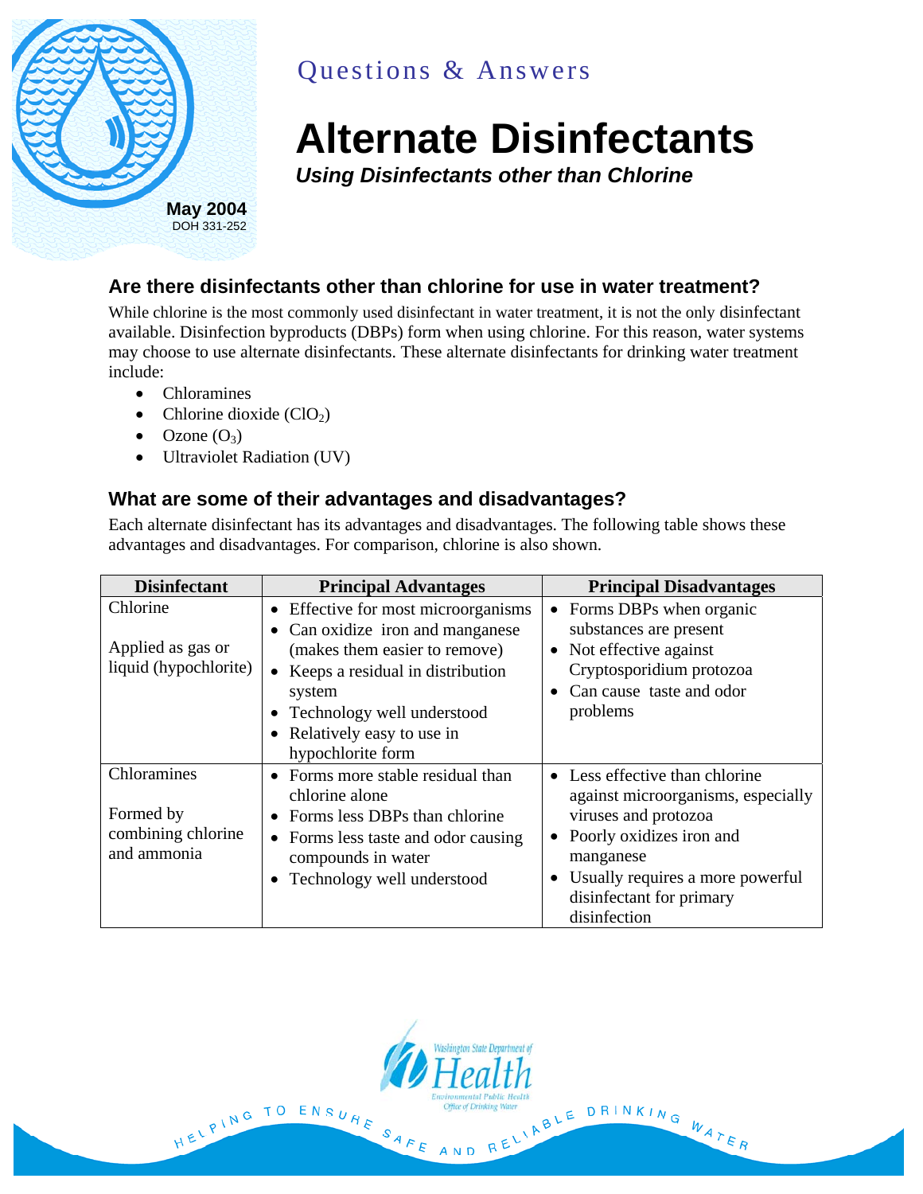Questions & Answers

# Alternate Disinfectants

***Using Disinfectants other than Chlorine***

**May 2004**
DOH 331-252

## Are there disinfectants other than chlorine for use in water treatment?

While chlorine is the most commonly used disinfectant in water treatment, it is not the only disinfectant available. Disinfection byproducts (DBPs) form when using chlorine. For this reason, water systems may choose to use alternate disinfectants. These alternate disinfectants for drinking water treatment include:

- Chloramines
- Chlorine dioxide ($ClO_2$)
- Ozone ($O_3$)
- Ultraviolet Radiation (UV)

## What are some of their advantages and disadvantages?

Each alternate disinfectant has its advantages and disadvantages. The following table shows these advantages and disadvantages. For comparison, chlorine is also shown.

| Disinfectant | Principal Advantages | Principal Disadvantages |
|---|---|---|
| Chlorine<br><br>Applied as gas or liquid (hypochlorite) | • Effective for most microorganisms<br>• Can oxidize iron and manganese (makes them easier to remove)<br>• Keeps a residual in distribution system<br>• Technology well understood<br>• Relatively easy to use in hypochlorite form | • Forms DBPs when organic substances are present<br>• Not effective against Cryptosporidium protozoa<br>• Can cause taste and odor problems |
| Chloramines<br><br>Formed by combining chlorine and ammonia | • Forms more stable residual than chlorine alone<br>• Forms less DBPs than chlorine<br>• Forms less taste and odor causing compounds in water<br>• Technology well understood | • Less effective than chlorine against microorganisms, especially viruses and protozoa<br>• Poorly oxidizes iron and manganese<br>• Usually requires a more powerful disinfectant for primary disinfection |

Washington State Department of Health
Environmental Public Health
Office of Drinking Water

HELPING TO ENSURE SAFE AND RELIABLE DRINKING WATER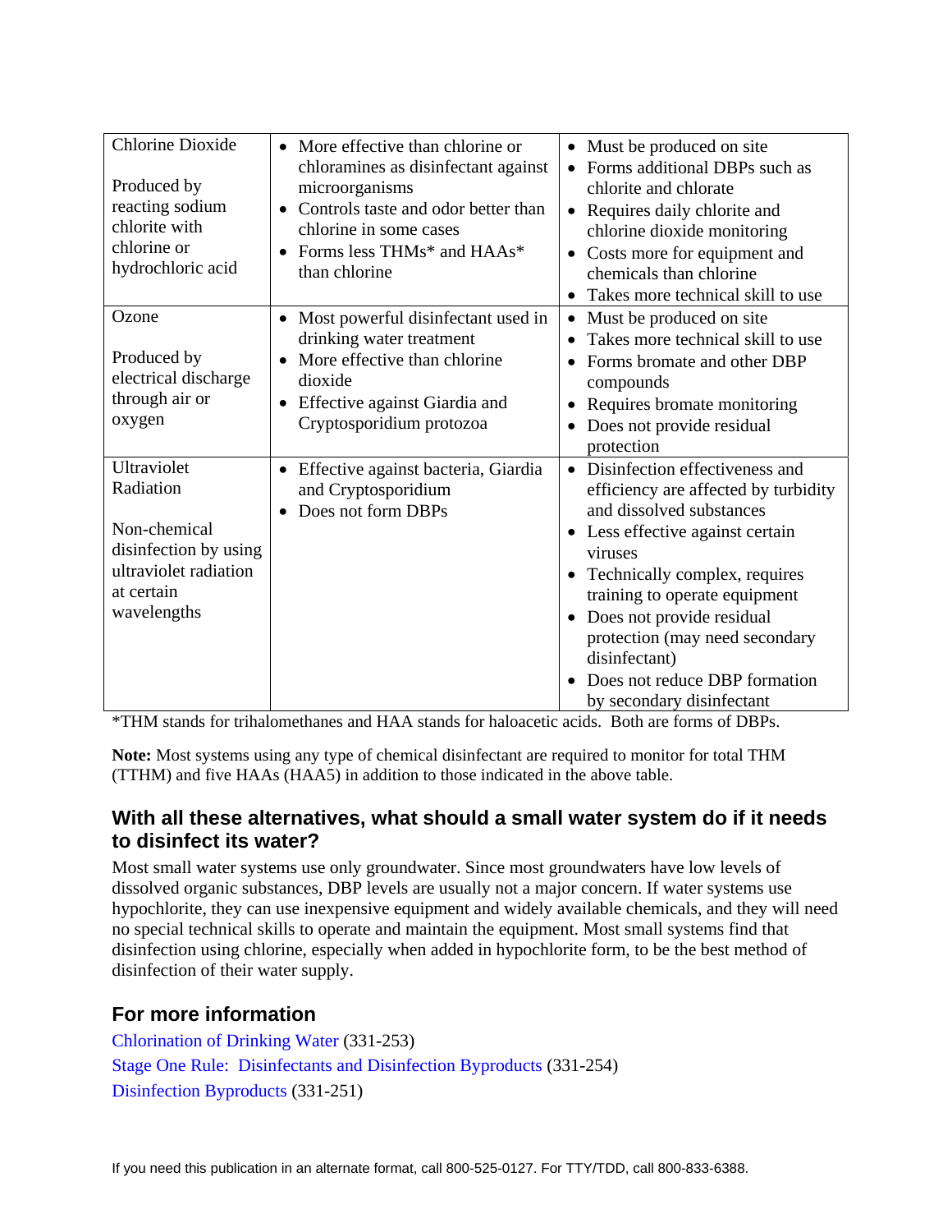| | | |
|---|---|---|
| Chlorine Dioxide<br><br>Produced by reacting sodium chlorite with chlorine or hydrochloric acid | • More effective than chlorine or chloramines as disinfectant against microorganisms<br>• Controls taste and odor better than chlorine in some cases<br>• Forms less THMs* and HAAs* than chlorine | • Must be produced on site<br>• Forms additional DBPs such as chlorite and chlorate<br>• Requires daily chlorite and chlorine dioxide monitoring<br>• Costs more for equipment and chemicals than chlorine<br>• Takes more technical skill to use |
| Ozone<br><br>Produced by electrical discharge through air or oxygen | • Most powerful disinfectant used in drinking water treatment<br>• More effective than chlorine dioxide<br>• Effective against Giardia and Cryptosporidium protozoa | • Must be produced on site<br>• Takes more technical skill to use<br>• Forms bromate and other DBP compounds<br>• Requires bromate monitoring<br>• Does not provide residual protection |
| Ultraviolet Radiation<br><br>Non-chemical disinfection by using ultraviolet radiation at certain wavelengths | • Effective against bacteria, Giardia and Cryptosporidium<br>• Does not form DBPs | • Disinfection effectiveness and efficiency are affected by turbidity and dissolved substances<br>• Less effective against certain viruses<br>• Technically complex, requires training to operate equipment<br>• Does not provide residual protection (may need secondary disinfectant)<br>• Does not reduce DBP formation by secondary disinfectant |

*THM stands for trihalomethanes and HAA stands for haloacetic acids. Both are forms of DBPs.

**Note:** Most systems using any type of chemical disinfectant are required to monitor for total THM (TTHM) and five HAAs (HAA5) in addition to those indicated in the above table.

## With all these alternatives, what should a small water system do if it needs to disinfect its water?

Most small water systems use only groundwater. Since most groundwaters have low levels of dissolved organic substances, DBP levels are usually not a major concern. If water systems use hypochlorite, they can use inexpensive equipment and widely available chemicals, and they will need no special technical skills to operate and maintain the equipment. Most small systems find that disinfection using chlorine, especially when added in hypochlorite form, to be the best method of disinfection of their water supply.

## For more information

Chlorination of Drinking Water (331-253)

Stage One Rule: Disinfectants and Disinfection Byproducts (331-254)

Disinfection Byproducts (331-251)

If you need this publication in an alternate format, call 800-525-0127. For TTY/TDD, call 800-833-6388.